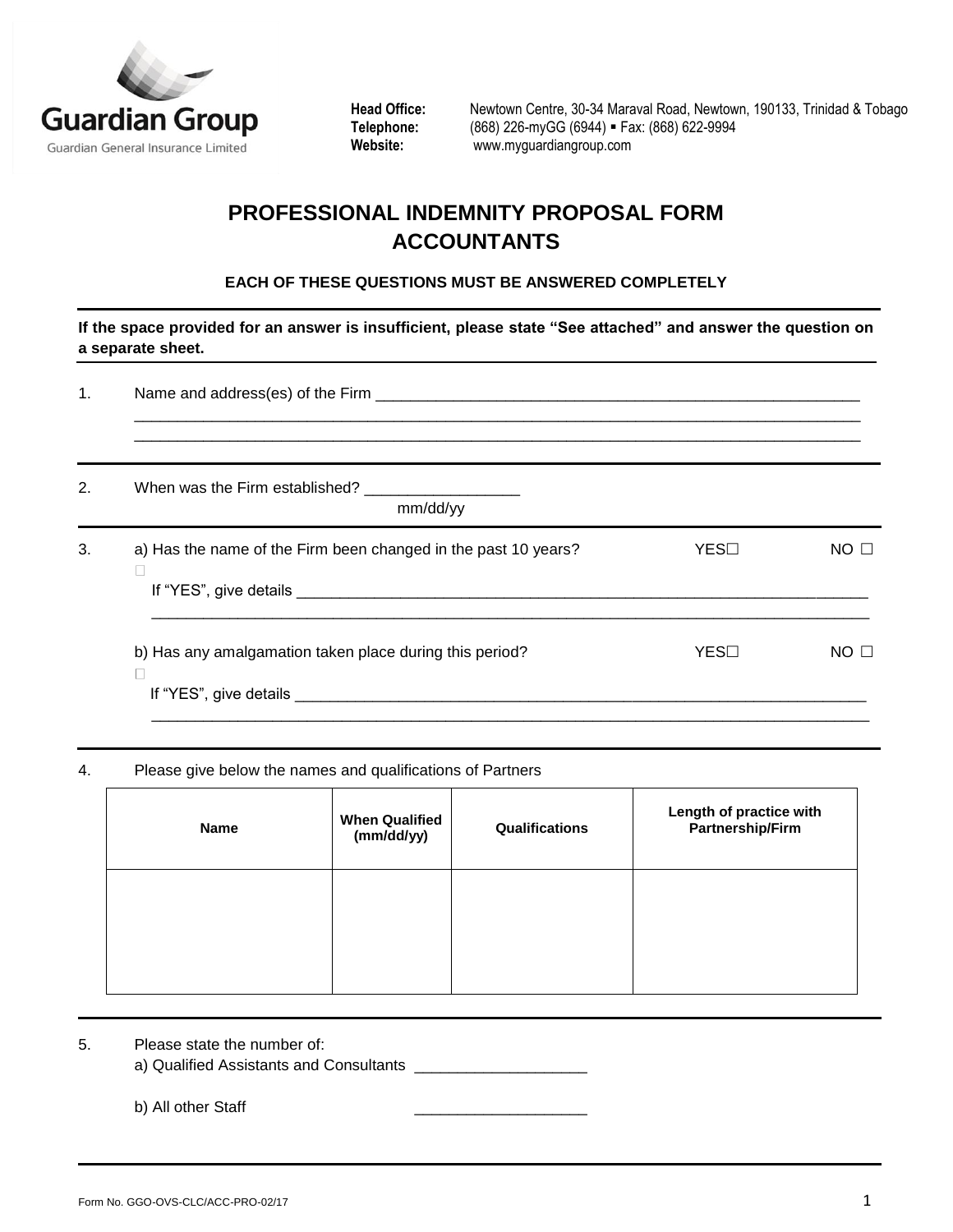**Guardian Group**
Guardian General Insurance Limited

**Head Office:** Newtown Centre, 30-34 Maraval Road, Newtown, 190133, Trinidad & Tobago
**Telephone:** (868) 226-myGG (6944) ▪ Fax: (868) 622-9994
**Website:** www.myguardiangroup.com

# PROFESSIONAL INDEMNITY PROPOSAL FORM ACCOUNTANTS

**EACH OF THESE QUESTIONS MUST BE ANSWERED COMPLETELY**

---

**If the space provided for an answer is insufficient, please state "See attached" and answer the question on a separate sheet.**

---

1. Name and address(es) of the Firm ______________________________________________________
_____________________________________________________________________________
_____________________________________________________________________________

---

2. When was the Firm established? _________________
mm/dd/yy

---

3. a) Has the name of the Firm been changed in the past 10 years? YES☐ NO ☐

   If "YES", give details _______________________________________________________________
   _____________________________________________________________________________

   b) Has any amalgamation taken place during this period? YES☐ NO ☐

   If "YES", give details _______________________________________________________________
   _____________________________________________________________________________

---

4. Please give below the names and qualifications of Partners

| Name | When Qualified (mm/dd/yy) | Qualifications | Length of practice with Partnership/Firm |
|---|---|---|---|
| | | | |

---

5. Please state the number of:
   a) Qualified Assistants and Consultants ___________________

   b) All other Staff ___________________

---

Form No. GGO-OVS-CLC/ACC-PRO-02/17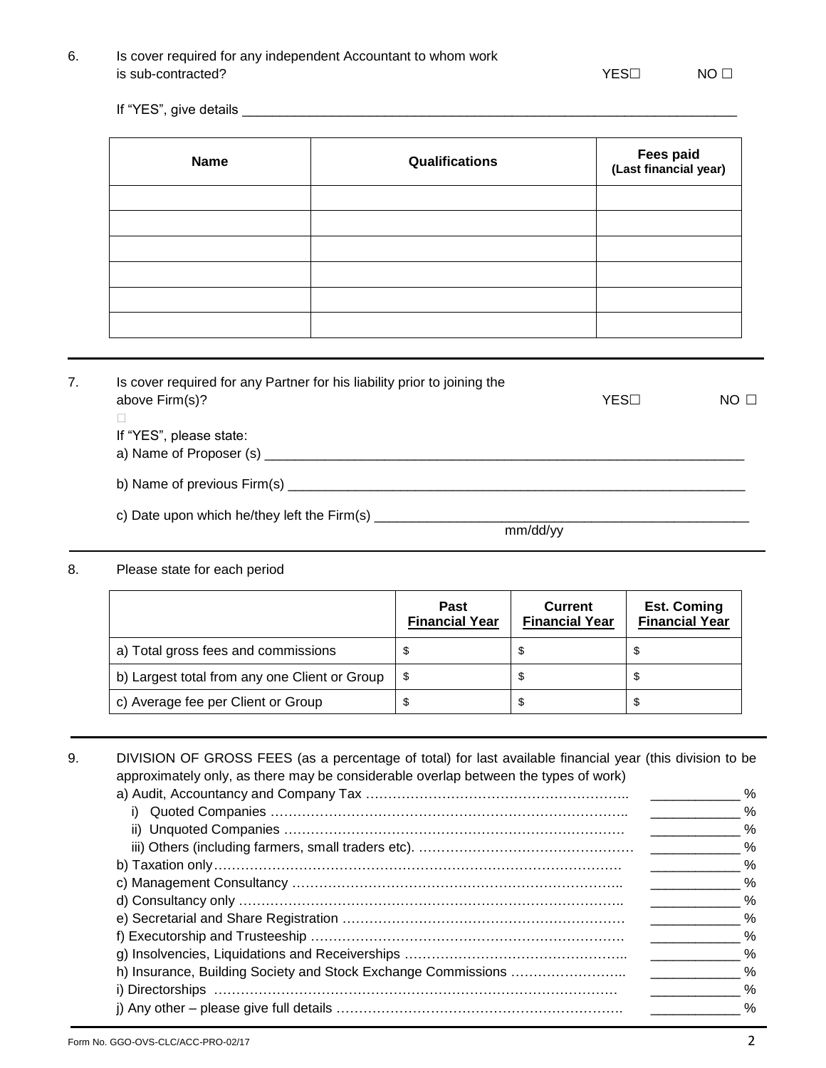6. Is cover required for any independent Accountant to whom work is sub-contracted? YES☐ NO ☐

If "YES", give details ____________________________________________________________

| Name | Qualifications | Fees paid (Last financial year) |
|---|---|---|
| | | |
| | | |
| | | |
| | | |
| | | |
| | | |

---

7. Is cover required for any Partner for his liability prior to joining the above Firm(s)? YES☐ NO ☐

If "YES", please state:

a) Name of Proposer (s) ____________________________________________________________

b) Name of previous Firm(s) ____________________________________________________________

c) Date upon which he/they left the Firm(s) ______________________________________________
mm/dd/yy

---

8. Please state for each period

| | Past Financial Year | Current Financial Year | Est. Coming Financial Year |
|---|---|---|---|
| a) Total gross fees and commissions | $ | $ | $ |
| b) Largest total from any one Client or Group | $ | $ | $ |
| c) Average fee per Client or Group | $ | $ | $ |

---

9. DIVISION OF GROSS FEES (as a percentage of total) for last available financial year (this division to be approximately only, as there may be considerable overlap between the types of work)

a) Audit, Accountancy and Company Tax …………………………………………………. ___________ %
   i) Quoted Companies ……………………………………………………………………. ___________ %
   ii) Unquoted Companies …………………………………………………………………. ___________ %
   iii) Others (including farmers, small traders etc). …………………………………………. ___________ %
b) Taxation only…………………………………………………………………………………. ___________ %
c) Management Consultancy ………………………………………………………………….. ___________ %
d) Consultancy only …………………………………………………………………………….. ___________ %
e) Secretarial and Share Registration ………………………………………………………. ___________ %
f) Executorship and Trusteeship ……………………………………………………………. ___________ %
g) Insolvencies, Liquidations and Receiverships ………………………………………….. ___________ %
h) Insurance, Building Society and Stock Exchange Commissions …………………….. ___________ %
i) Directorships ………………………………………………………………………………. ___________ %
j) Any other – please give full details ………………………………………………………. ___________ %

Form No. GGO-OVS-CLC/ACC-PRO-02/17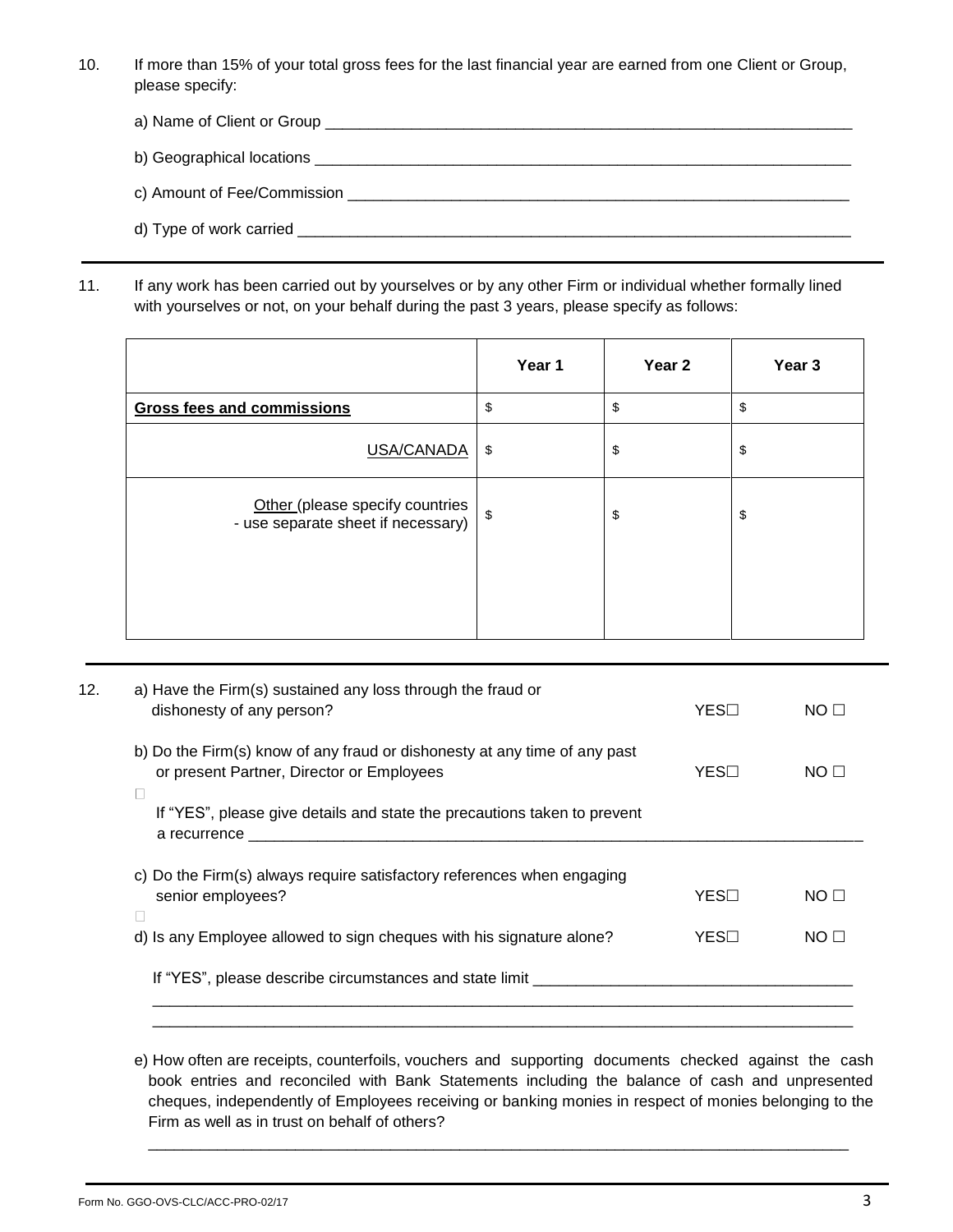10. If more than 15% of your total gross fees for the last financial year are earned from one Client or Group, please specify:

 a) Name of Client or Group ______________________________________________________________

 b) Geographical locations ______________________________________________________________

 c) Amount of Fee/Commission ____________________________________________________________

 d) Type of work carried ________________________________________________________________

---

11. If any work has been carried out by yourselves or by any other Firm or individual whether formally lined with yourselves or not, on your behalf during the past 3 years, please specify as follows:

| | Year 1 | Year 2 | Year 3 |
|---|---|---|---|
| **Gross fees and commissions** | $ | $ | $ |
| USA/CANADA | $ | $ | $ |
| Other (please specify countries - use separate sheet if necessary) | $ | $ | $ |

---

12. a) Have the Firm(s) sustained any loss through the fraud or dishonesty of any person? YES☐ NO ☐

 b) Do the Firm(s) know of any fraud or dishonesty at any time of any past or present Partner, Director or Employees YES☐ NO ☐

 If "YES", please give details and state the precautions taken to prevent a recurrence ______________________________________________________________

 c) Do the Firm(s) always require satisfactory references when engaging senior employees? YES☐ NO ☐

 d) Is any Employee allowed to sign cheques with his signature alone? YES☐ NO ☐

 If "YES", please describe circumstances and state limit ____________________________________

 ____________________________________________________________________________________

 ____________________________________________________________________________________

 e) How often are receipts, counterfoils, vouchers and supporting documents checked against the cash book entries and reconciled with Bank Statements including the balance of cash and unpresented cheques, independently of Employees receiving or banking monies in respect of monies belonging to the Firm as well as in trust on behalf of others?

 ____________________________________________________________________________________

Form No. GGO-OVS-CLC/ACC-PRO-02/17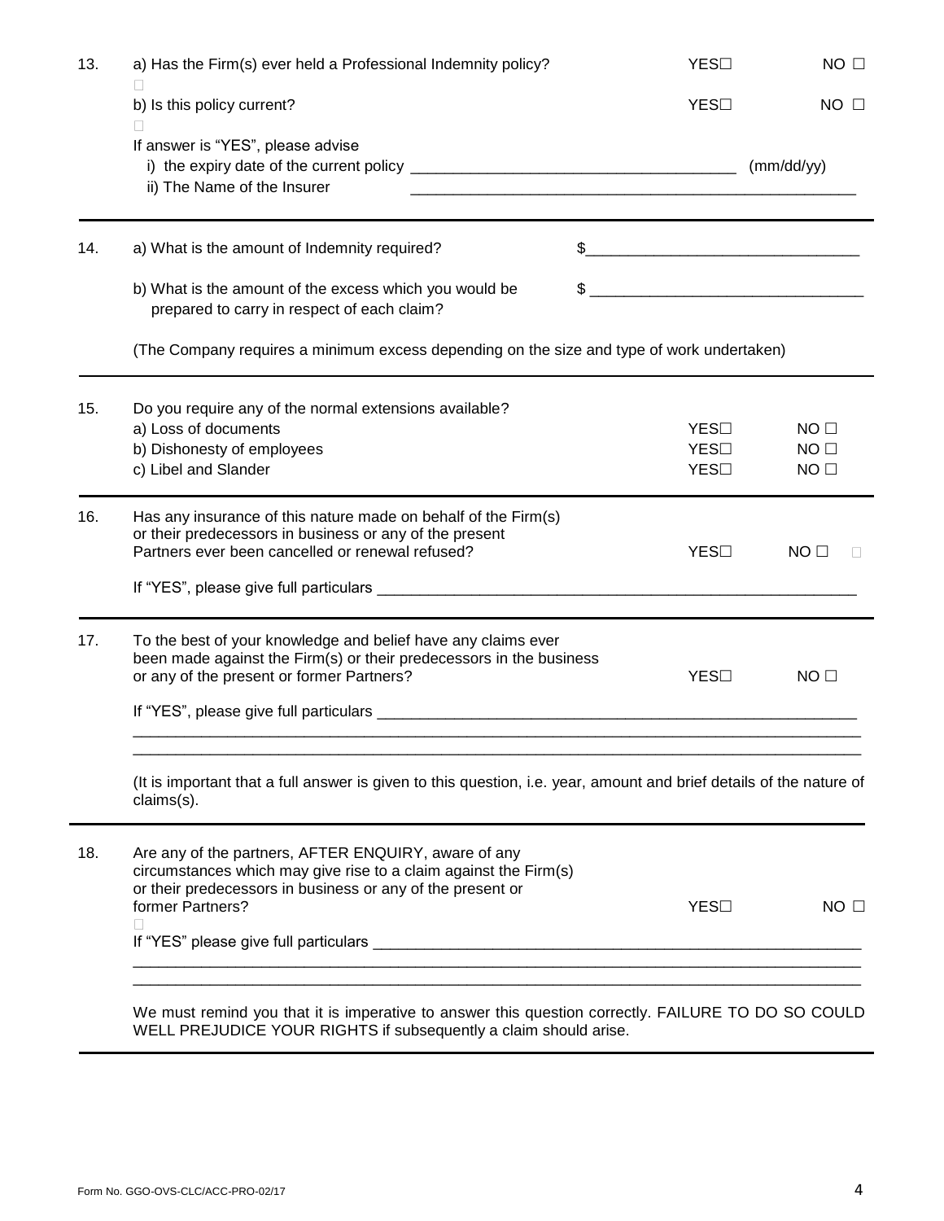13. a) Has the Firm(s) ever held a Professional Indemnity policy? YES☐ NO ☐

    b) Is this policy current? YES☐ NO ☐

    If answer is "YES", please advise

    i) the expiry date of the current policy _________________________________ (mm/dd/yy)

    ii) The Name of the Insurer _________________________________________________

---

14. a) What is the amount of Indemnity required? $_____________________________

    b) What is the amount of the excess which you would be prepared to carry in respect of each claim? $ _____________________________

    (The Company requires a minimum excess depending on the size and type of work undertaken)

---

15. Do you require any of the normal extensions available?

| | | |
|---|---|---|
| a) Loss of documents | YES☐ | NO ☐ |
| b) Dishonesty of employees | YES☐ | NO ☐ |
| c) Libel and Slander | YES☐ | NO ☐ |

---

16. Has any insurance of this nature made on behalf of the Firm(s) or their predecessors in business or any of the present Partners ever been cancelled or renewal refused? YES☐ NO ☐

    If "YES", please give full particulars _____________________________________________

---

17. To the best of your knowledge and belief have any claims ever been made against the Firm(s) or their predecessors in the business or any of the present or former Partners? YES☐ NO ☐

    If "YES", please give full particulars _____________________________________________

    ________________________________________________________________________________

    ________________________________________________________________________________

    (It is important that a full answer is given to this question, i.e. year, amount and brief details of the nature of claims(s).

---

18. Are any of the partners, AFTER ENQUIRY, aware of any circumstances which may give rise to a claim against the Firm(s) or their predecessors in business or any of the present or former Partners? YES☐ NO ☐

    If "YES" please give full particulars _____________________________________________

    ________________________________________________________________________________

    ________________________________________________________________________________

    We must remind you that it is imperative to answer this question correctly. FAILURE TO DO SO COULD WELL PREJUDICE YOUR RIGHTS if subsequently a claim should arise.

Form No. GGO-OVS-CLC/ACC-PRO-02/17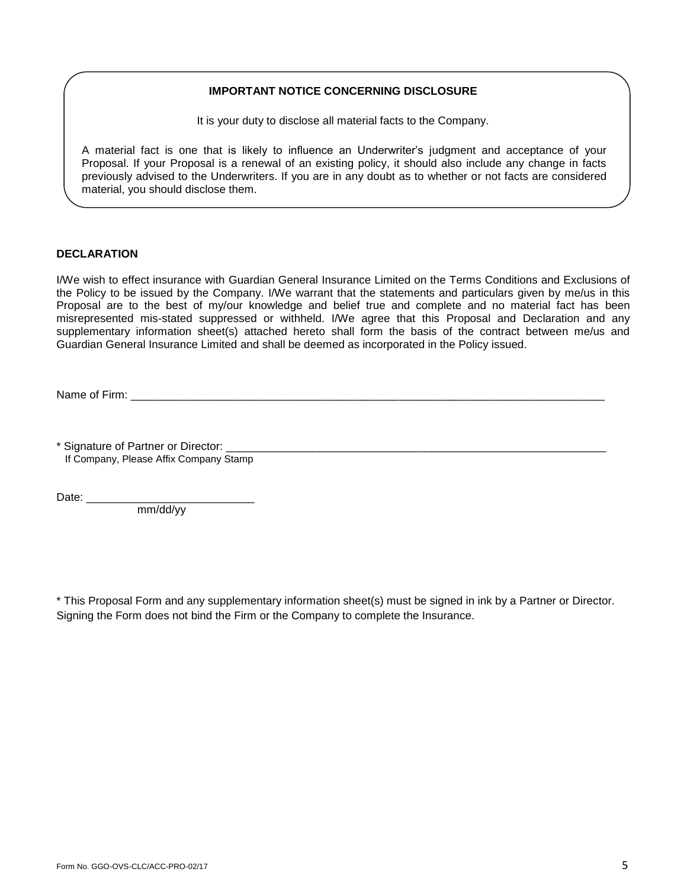**IMPORTANT NOTICE CONCERNING DISCLOSURE**

It is your duty to disclose all material facts to the Company.

A material fact is one that is likely to influence an Underwriter's judgment and acceptance of your Proposal. If your Proposal is a renewal of an existing policy, it should also include any change in facts previously advised to the Underwriters. If you are in any doubt as to whether or not facts are considered material, you should disclose them.

**DECLARATION**

I/We wish to effect insurance with Guardian General Insurance Limited on the Terms Conditions and Exclusions of the Policy to be issued by the Company. I/We warrant that the statements and particulars given by me/us in this Proposal are to the best of my/our knowledge and belief true and complete and no material fact has been misrepresented mis-stated suppressed or withheld. I/We agree that this Proposal and Declaration and any supplementary information sheet(s) attached hereto shall form the basis of the contract between me/us and Guardian General Insurance Limited and shall be deemed as incorporated in the Policy issued.

Name of Firm: ___________________________________________________________________________

* Signature of Partner or Director: ______________________________________________________________
If Company, Please Affix Company Stamp

Date: ___________________________
mm/dd/yy

* This Proposal Form and any supplementary information sheet(s) must be signed in ink by a Partner or Director. Signing the Form does not bind the Firm or the Company to complete the Insurance.

Form No. GGO-OVS-CLC/ACC-PRO-02/17